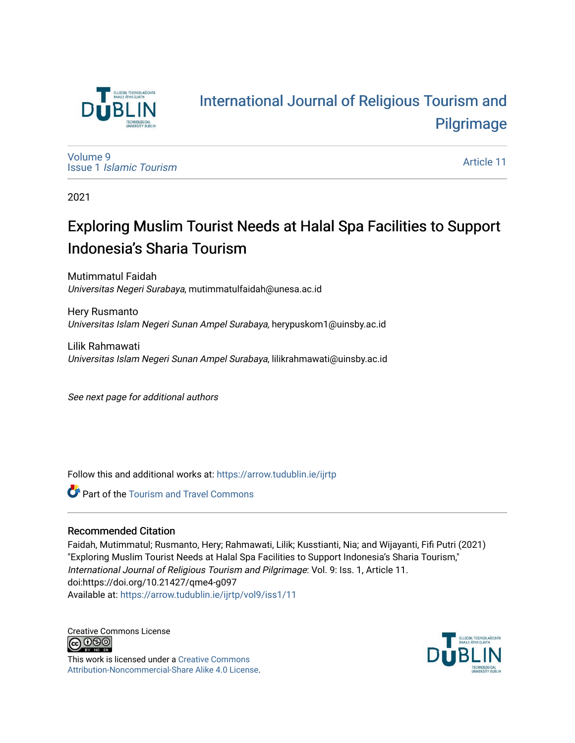# International Journal of Religious Tourism and Pilgrimage

Volume 9
Issue 1 *Islamic Tourism*

Article 11

2021

## Exploring Muslim Tourist Needs at Halal Spa Facilities to Support Indonesia's Sharia Tourism

Mutimmatul Faidah
*Universitas Negeri Surabaya*, mutimmatulfaidah@unesa.ac.id

Hery Rusmanto
*Universitas Islam Negeri Sunan Ampel Surabaya*, herypuskom1@uinsby.ac.id

Lilik Rahmawati
*Universitas Islam Negeri Sunan Ampel Surabaya*, lilikrahmawati@uinsby.ac.id

*See next page for additional authors*

Follow this and additional works at: https://arrow.tudublin.ie/ijrtp

Part of the Tourism and Travel Commons

### Recommended Citation

Faidah, Mutimmatul; Rusmanto, Hery; Rahmawati, Lilik; Kusstianti, Nia; and Wijayanti, Fifi Putri (2021) "Exploring Muslim Tourist Needs at Halal Spa Facilities to Support Indonesia's Sharia Tourism," *International Journal of Religious Tourism and Pilgrimage*: Vol. 9: Iss. 1, Article 11.
doi:https://doi.org/10.21427/qme4-g097
Available at: https://arrow.tudublin.ie/ijrtp/vol9/iss1/11

Creative Commons License

This work is licensed under a Creative Commons Attribution-Noncommercial-Share Alike 4.0 License.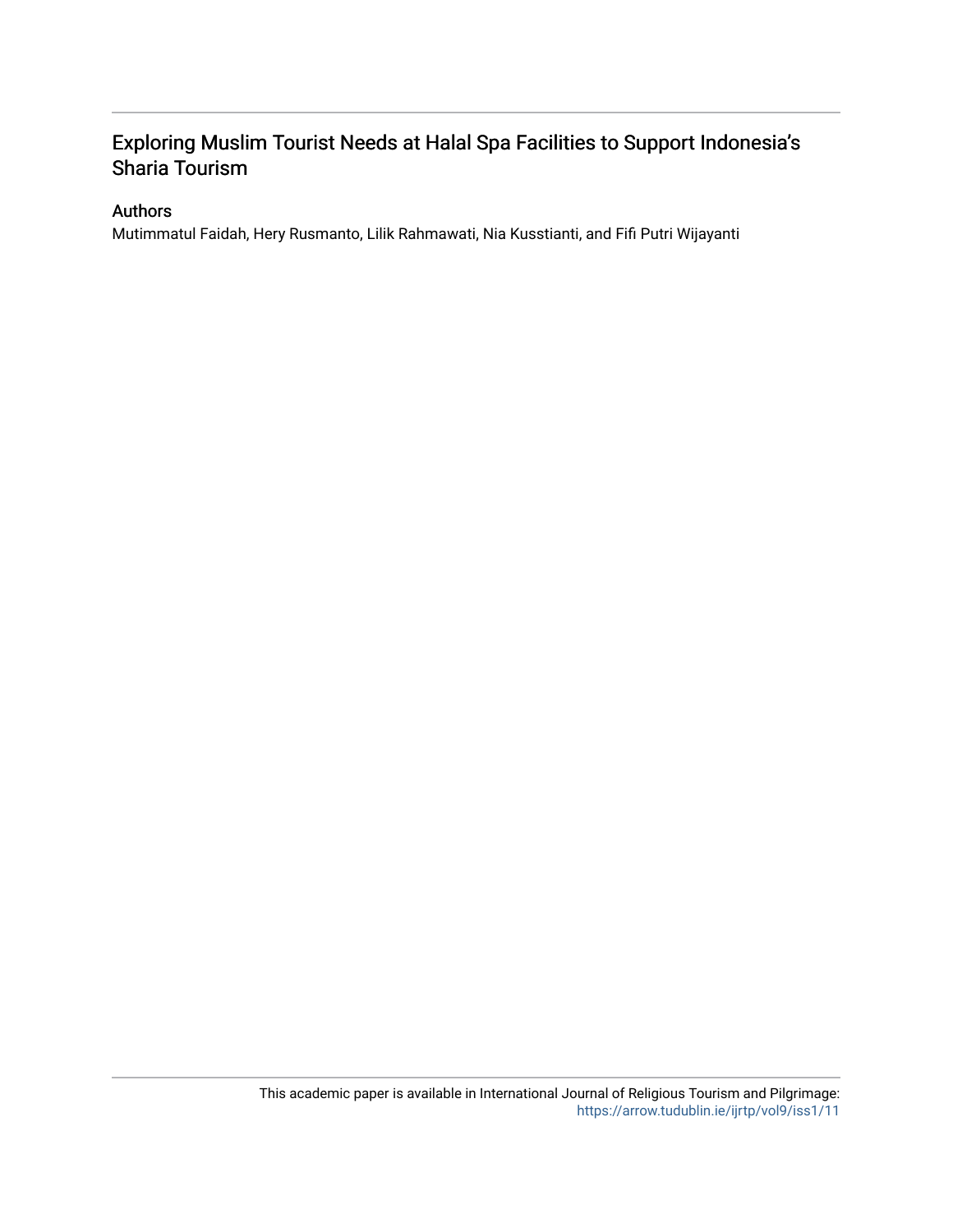# Exploring Muslim Tourist Needs at Halal Spa Facilities to Support Indonesia's Sharia Tourism

## Authors

Mutimmatul Faidah, Hery Rusmanto, Lilik Rahmawati, Nia Kusstianti, and Fifi Putri Wijayanti

This academic paper is available in International Journal of Religious Tourism and Pilgrimage: https://arrow.tudublin.ie/ijrtp/vol9/iss1/11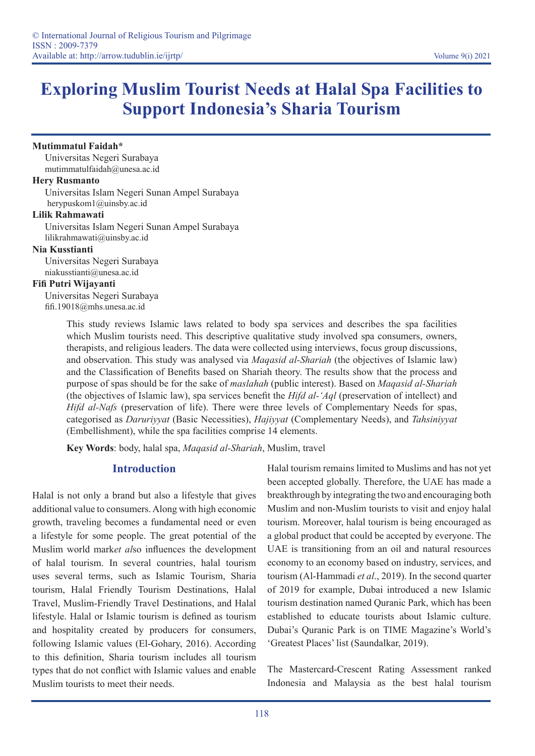# Exploring Muslim Tourist Needs at Halal Spa Facilities to Support Indonesia's Sharia Tourism

**Mutimmatul Faidah***
Universitas Negeri Surabaya
mutimmatulfaidah@unesa.ac.id

**Hery Rusmanto**
Universitas Islam Negeri Sunan Ampel Surabaya
herypuskom1@uinsby.ac.id

**Lilik Rahmawati**
Universitas Islam Negeri Sunan Ampel Surabaya
lilikrahmawati@uinsby.ac.id

**Nia Kusstianti**
Universitas Negeri Surabaya
niakusstianti@unesa.ac.id

**Fifi Putri Wijayanti**
Universitas Negeri Surabaya
fifi.19018@mhs.unesa.ac.id

This study reviews Islamic laws related to body spa services and describes the spa facilities which Muslim tourists need. This descriptive qualitative study involved spa consumers, owners, therapists, and religious leaders. The data were collected using interviews, focus group discussions, and observation. This study was analysed via *Maqasid al-Shariah* (the objectives of Islamic law) and the Classification of Benefits based on Shariah theory. The results show that the process and purpose of spas should be for the sake of *maslahah* (public interest). Based on *Maqasid al-Shariah* (the objectives of Islamic law), spa services benefit the *Hifd al-'Aql* (preservation of intellect) and *Hifd al-Nafs* (preservation of life). There were three levels of Complementary Needs for spas, categorised as *Daruriyyat* (Basic Necessities), *Hajiyyat* (Complementary Needs), and *Tahsiniyyat* (Embellishment), while the spa facilities comprise 14 elements.

**Key Words**: body, halal spa, *Maqasid al-Shariah*, Muslim, travel

## Introduction

Halal is not only a brand but also a lifestyle that gives additional value to consumers. Along with high economic growth, traveling becomes a fundamental need or even a lifestyle for some people. The great potential of the Muslim world mark*et al*so influences the development of halal tourism. In several countries, halal tourism uses several terms, such as Islamic Tourism, Sharia tourism, Halal Friendly Tourism Destinations, Halal Travel, Muslim-Friendly Travel Destinations, and Halal lifestyle. Halal or Islamic tourism is defined as tourism and hospitality created by producers for consumers, following Islamic values (El-Gohary, 2016). According to this definition, Sharia tourism includes all tourism types that do not conflict with Islamic values and enable Muslim tourists to meet their needs.

Halal tourism remains limited to Muslims and has not yet been accepted globally. Therefore, the UAE has made a breakthrough by integrating the two and encouraging both Muslim and non-Muslim tourists to visit and enjoy halal tourism. Moreover, halal tourism is being encouraged as a global product that could be accepted by everyone. The UAE is transitioning from an oil and natural resources economy to an economy based on industry, services, and tourism (Al-Hammadi *et al*., 2019). In the second quarter of 2019 for example, Dubai introduced a new Islamic tourism destination named Quranic Park, which has been established to educate tourists about Islamic culture. Dubai's Quranic Park is on TIME Magazine's World's 'Greatest Places' list (Saundalkar, 2019).

The Mastercard-Crescent Rating Assessment ranked Indonesia and Malaysia as the best halal tourism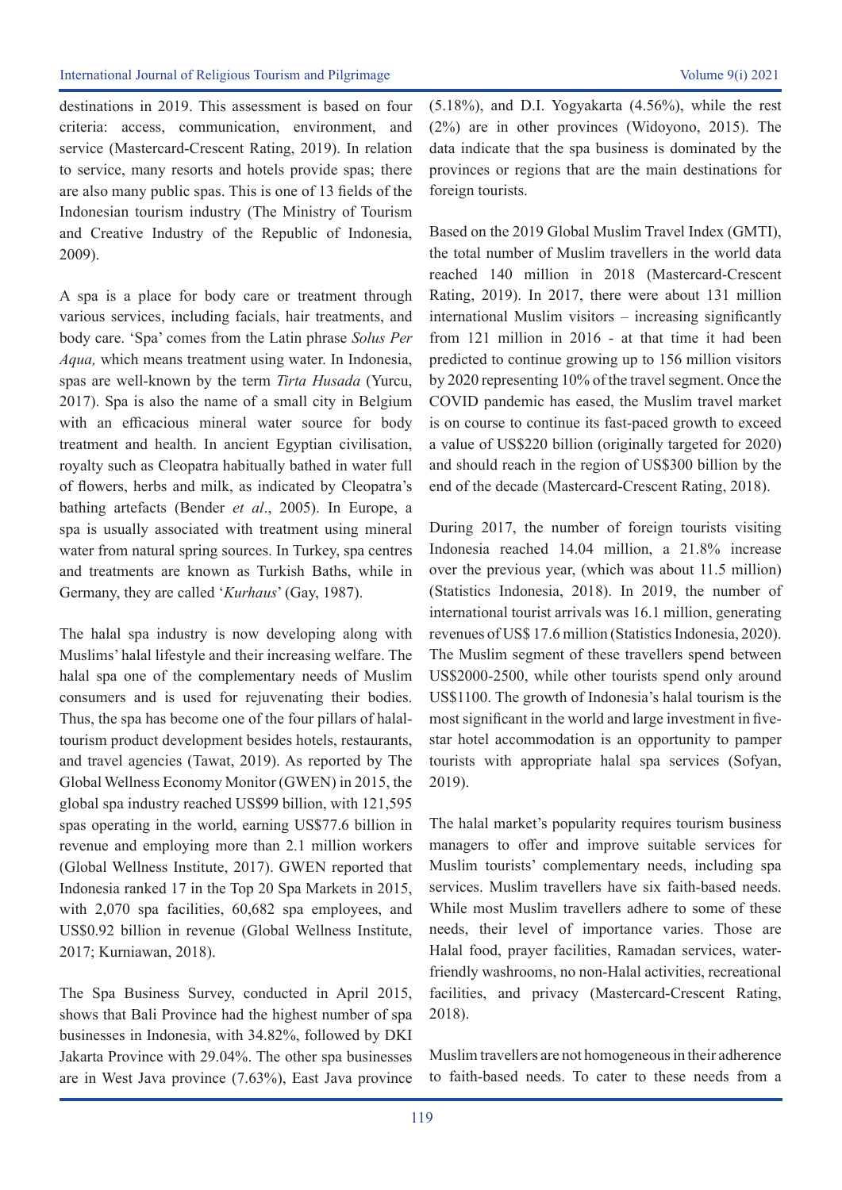destinations in 2019. This assessment is based on four criteria: access, communication, environment, and service (Mastercard-Crescent Rating, 2019). In relation to service, many resorts and hotels provide spas; there are also many public spas. This is one of 13 fields of the Indonesian tourism industry (The Ministry of Tourism and Creative Industry of the Republic of Indonesia, 2009).

A spa is a place for body care or treatment through various services, including facials, hair treatments, and body care. 'Spa' comes from the Latin phrase *Solus Per Aqua,* which means treatment using water. In Indonesia, spas are well-known by the term *Tirta Husada* (Yurcu, 2017). Spa is also the name of a small city in Belgium with an efficacious mineral water source for body treatment and health. In ancient Egyptian civilisation, royalty such as Cleopatra habitually bathed in water full of flowers, herbs and milk, as indicated by Cleopatra's bathing artefacts (Bender *et al*., 2005). In Europe, a spa is usually associated with treatment using mineral water from natural spring sources. In Turkey, spa centres and treatments are known as Turkish Baths, while in Germany, they are called '*Kurhaus*' (Gay, 1987).

The halal spa industry is now developing along with Muslims' halal lifestyle and their increasing welfare. The halal spa one of the complementary needs of Muslim consumers and is used for rejuvenating their bodies. Thus, the spa has become one of the four pillars of halal-tourism product development besides hotels, restaurants, and travel agencies (Tawat, 2019). As reported by The Global Wellness Economy Monitor (GWEN) in 2015, the global spa industry reached US$99 billion, with 121,595 spas operating in the world, earning US$77.6 billion in revenue and employing more than 2.1 million workers (Global Wellness Institute, 2017). GWEN reported that Indonesia ranked 17 in the Top 20 Spa Markets in 2015, with 2,070 spa facilities, 60,682 spa employees, and US$0.92 billion in revenue (Global Wellness Institute, 2017; Kurniawan, 2018).

The Spa Business Survey, conducted in April 2015, shows that Bali Province had the highest number of spa businesses in Indonesia, with 34.82%, followed by DKI Jakarta Province with 29.04%. The other spa businesses are in West Java province (7.63%), East Java province (5.18%), and D.I. Yogyakarta (4.56%), while the rest (2%) are in other provinces (Widoyono, 2015). The data indicate that the spa business is dominated by the provinces or regions that are the main destinations for foreign tourists.

Based on the 2019 Global Muslim Travel Index (GMTI), the total number of Muslim travellers in the world data reached 140 million in 2018 (Mastercard-Crescent Rating, 2019). In 2017, there were about 131 million international Muslim visitors – increasing significantly from 121 million in 2016 - at that time it had been predicted to continue growing up to 156 million visitors by 2020 representing 10% of the travel segment. Once the COVID pandemic has eased, the Muslim travel market is on course to continue its fast-paced growth to exceed a value of US$220 billion (originally targeted for 2020) and should reach in the region of US$300 billion by the end of the decade (Mastercard-Crescent Rating, 2018).

During 2017, the number of foreign tourists visiting Indonesia reached 14.04 million, a 21.8% increase over the previous year, (which was about 11.5 million) (Statistics Indonesia, 2018). In 2019, the number of international tourist arrivals was 16.1 million, generating revenues of US$ 17.6 million (Statistics Indonesia, 2020). The Muslim segment of these travellers spend between US$2000-2500, while other tourists spend only around US$1100. The growth of Indonesia's halal tourism is the most significant in the world and large investment in five-star hotel accommodation is an opportunity to pamper tourists with appropriate halal spa services (Sofyan, 2019).

The halal market's popularity requires tourism business managers to offer and improve suitable services for Muslim tourists' complementary needs, including spa services. Muslim travellers have six faith-based needs. While most Muslim travellers adhere to some of these needs, their level of importance varies. Those are Halal food, prayer facilities, Ramadan services, water-friendly washrooms, no non-Halal activities, recreational facilities, and privacy (Mastercard-Crescent Rating, 2018).

Muslim travellers are not homogeneous in their adherence to faith-based needs. To cater to these needs from a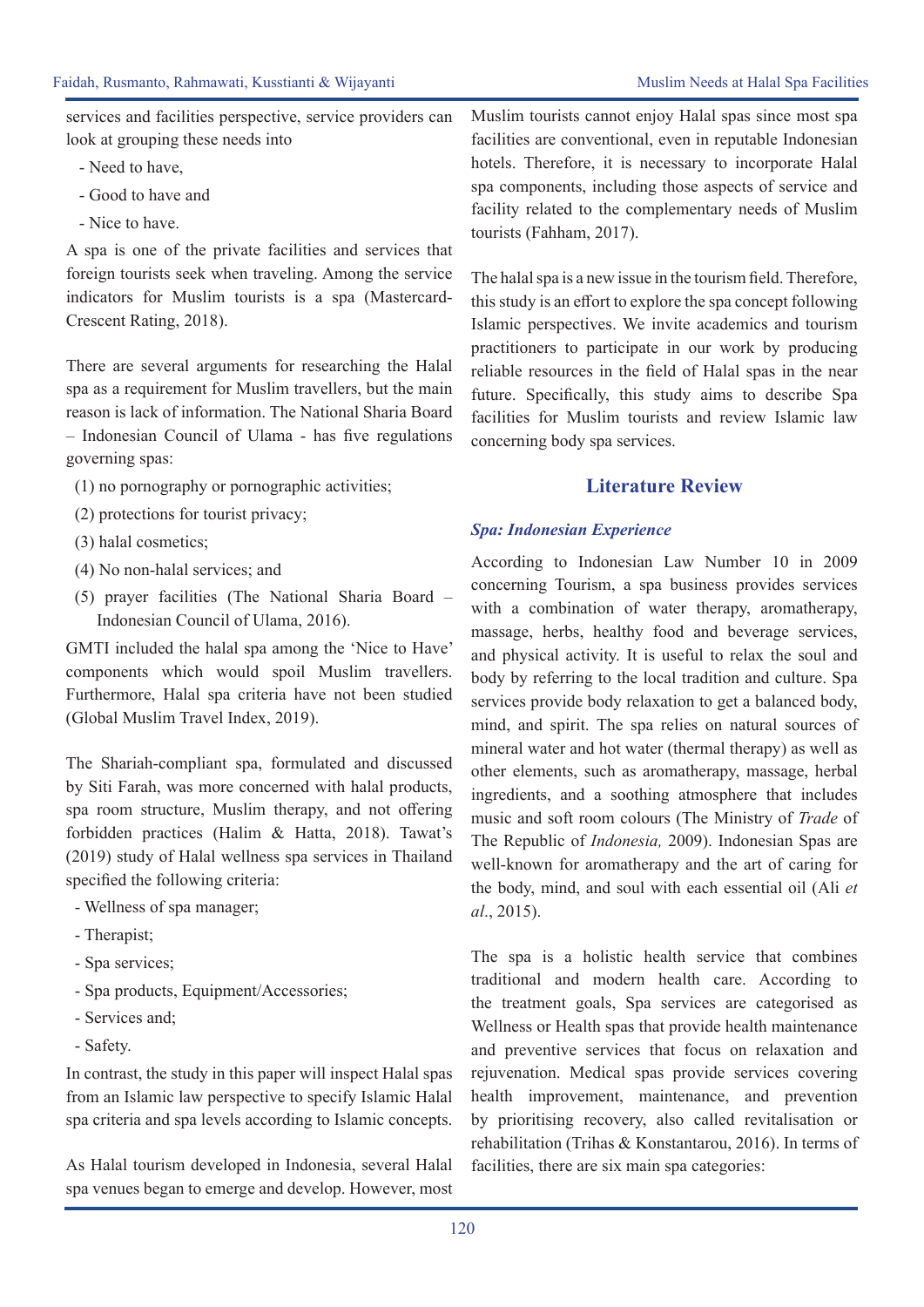services and facilities perspective, service providers can look at grouping these needs into

- Need to have,
- Good to have and
- Nice to have.

A spa is one of the private facilities and services that foreign tourists seek when traveling. Among the service indicators for Muslim tourists is a spa (Mastercard-Crescent Rating, 2018).

There are several arguments for researching the Halal spa as a requirement for Muslim travellers, but the main reason is lack of information. The National Sharia Board – Indonesian Council of Ulama - has five regulations governing spas:

(1) no pornography or pornographic activities;
(2) protections for tourist privacy;
(3) halal cosmetics;
(4) No non-halal services; and
(5) prayer facilities (The National Sharia Board – Indonesian Council of Ulama, 2016).

GMTI included the halal spa among the 'Nice to Have' components which would spoil Muslim travellers. Furthermore, Halal spa criteria have not been studied (Global Muslim Travel Index, 2019).

The Shariah-compliant spa, formulated and discussed by Siti Farah, was more concerned with halal products, spa room structure, Muslim therapy, and not offering forbidden practices (Halim & Hatta, 2018). Tawat's (2019) study of Halal wellness spa services in Thailand specified the following criteria:

- Wellness of spa manager;
- Therapist;
- Spa services;
- Spa products, Equipment/Accessories;
- Services and;
- Safety.

In contrast, the study in this paper will inspect Halal spas from an Islamic law perspective to specify Islamic Halal spa criteria and spa levels according to Islamic concepts.

As Halal tourism developed in Indonesia, several Halal spa venues began to emerge and develop. However, most Muslim tourists cannot enjoy Halal spas since most spa facilities are conventional, even in reputable Indonesian hotels. Therefore, it is necessary to incorporate Halal spa components, including those aspects of service and facility related to the complementary needs of Muslim tourists (Fahham, 2017).

The halal spa is a new issue in the tourism field. Therefore, this study is an effort to explore the spa concept following Islamic perspectives. We invite academics and tourism practitioners to participate in our work by producing reliable resources in the field of Halal spas in the near future. Specifically, this study aims to describe Spa facilities for Muslim tourists and review Islamic law concerning body spa services.

## Literature Review

### *Spa: Indonesian Experience*

According to Indonesian Law Number 10 in 2009 concerning Tourism, a spa business provides services with a combination of water therapy, aromatherapy, massage, herbs, healthy food and beverage services, and physical activity. It is useful to relax the soul and body by referring to the local tradition and culture. Spa services provide body relaxation to get a balanced body, mind, and spirit. The spa relies on natural sources of mineral water and hot water (thermal therapy) as well as other elements, such as aromatherapy, massage, herbal ingredients, and a soothing atmosphere that includes music and soft room colours (The Ministry of *Trade* of The Republic of *Indonesia,* 2009). Indonesian Spas are well-known for aromatherapy and the art of caring for the body, mind, and soul with each essential oil (Ali *et al*., 2015).

The spa is a holistic health service that combines traditional and modern health care. According to the treatment goals, Spa services are categorised as Wellness or Health spas that provide health maintenance and preventive services that focus on relaxation and rejuvenation. Medical spas provide services covering health improvement, maintenance, and prevention by prioritising recovery, also called revitalisation or rehabilitation (Trihas & Konstantarou, 2016). In terms of facilities, there are six main spa categories: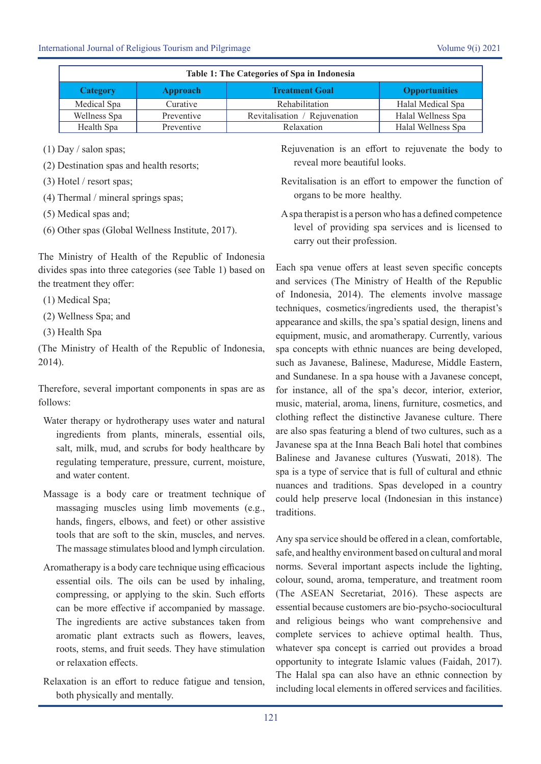**Table 1: The Categories of Spa in Indonesia**

| Category | Approach | Treatment Goal | Opportunities |
|---|---|---|---|
| Medical Spa | Curative | Rehabilitation | Halal Medical Spa |
| Wellness Spa | Preventive | Revitalisation / Rejuvenation | Halal Wellness Spa |
| Health Spa | Preventive | Relaxation | Halal Wellness Spa |

(1) Day / salon spas;

(2) Destination spas and health resorts;

(3) Hotel / resort spas;

(4) Thermal / mineral springs spas;

(5) Medical spas and;

(6) Other spas (Global Wellness Institute, 2017).

The Ministry of Health of the Republic of Indonesia divides spas into three categories (see Table 1) based on the treatment they offer:

(1) Medical Spa;

(2) Wellness Spa; and

(3) Health Spa

(The Ministry of Health of the Republic of Indonesia, 2014).

Therefore, several important components in spas are as follows:

Water therapy or hydrotherapy uses water and natural ingredients from plants, minerals, essential oils, salt, milk, mud, and scrubs for body healthcare by regulating temperature, pressure, current, moisture, and water content.

Massage is a body care or treatment technique of massaging muscles using limb movements (e.g., hands, fingers, elbows, and feet) or other assistive tools that are soft to the skin, muscles, and nerves. The massage stimulates blood and lymph circulation.

Aromatherapy is a body care technique using efficacious essential oils. The oils can be used by inhaling, compressing, or applying to the skin. Such efforts can be more effective if accompanied by massage. The ingredients are active substances taken from aromatic plant extracts such as flowers, leaves, roots, stems, and fruit seeds. They have stimulation or relaxation effects.

Relaxation is an effort to reduce fatigue and tension, both physically and mentally.

Rejuvenation is an effort to rejuvenate the body to reveal more beautiful looks.

Revitalisation is an effort to empower the function of organs to be more healthy.

A spa therapist is a person who has a defined competence level of providing spa services and is licensed to carry out their profession.

Each spa venue offers at least seven specific concepts and services (The Ministry of Health of the Republic of Indonesia, 2014). The elements involve massage techniques, cosmetics/ingredients used, the therapist's appearance and skills, the spa's spatial design, linens and equipment, music, and aromatherapy. Currently, various spa concepts with ethnic nuances are being developed, such as Javanese, Balinese, Madurese, Middle Eastern, and Sundanese. In a spa house with a Javanese concept, for instance, all of the spa's decor, interior, exterior, music, material, aroma, linens, furniture, cosmetics, and clothing reflect the distinctive Javanese culture. There are also spas featuring a blend of two cultures, such as a Javanese spa at the Inna Beach Bali hotel that combines Balinese and Javanese cultures (Yuswati, 2018). The spa is a type of service that is full of cultural and ethnic nuances and traditions. Spas developed in a country could help preserve local (Indonesian in this instance) traditions.

Any spa service should be offered in a clean, comfortable, safe, and healthy environment based on cultural and moral norms. Several important aspects include the lighting, colour, sound, aroma, temperature, and treatment room (The ASEAN Secretariat, 2016). These aspects are essential because customers are bio-psycho-sociocultural and religious beings who want comprehensive and complete services to achieve optimal health. Thus, whatever spa concept is carried out provides a broad opportunity to integrate Islamic values (Faidah, 2017). The Halal spa can also have an ethnic connection by including local elements in offered services and facilities.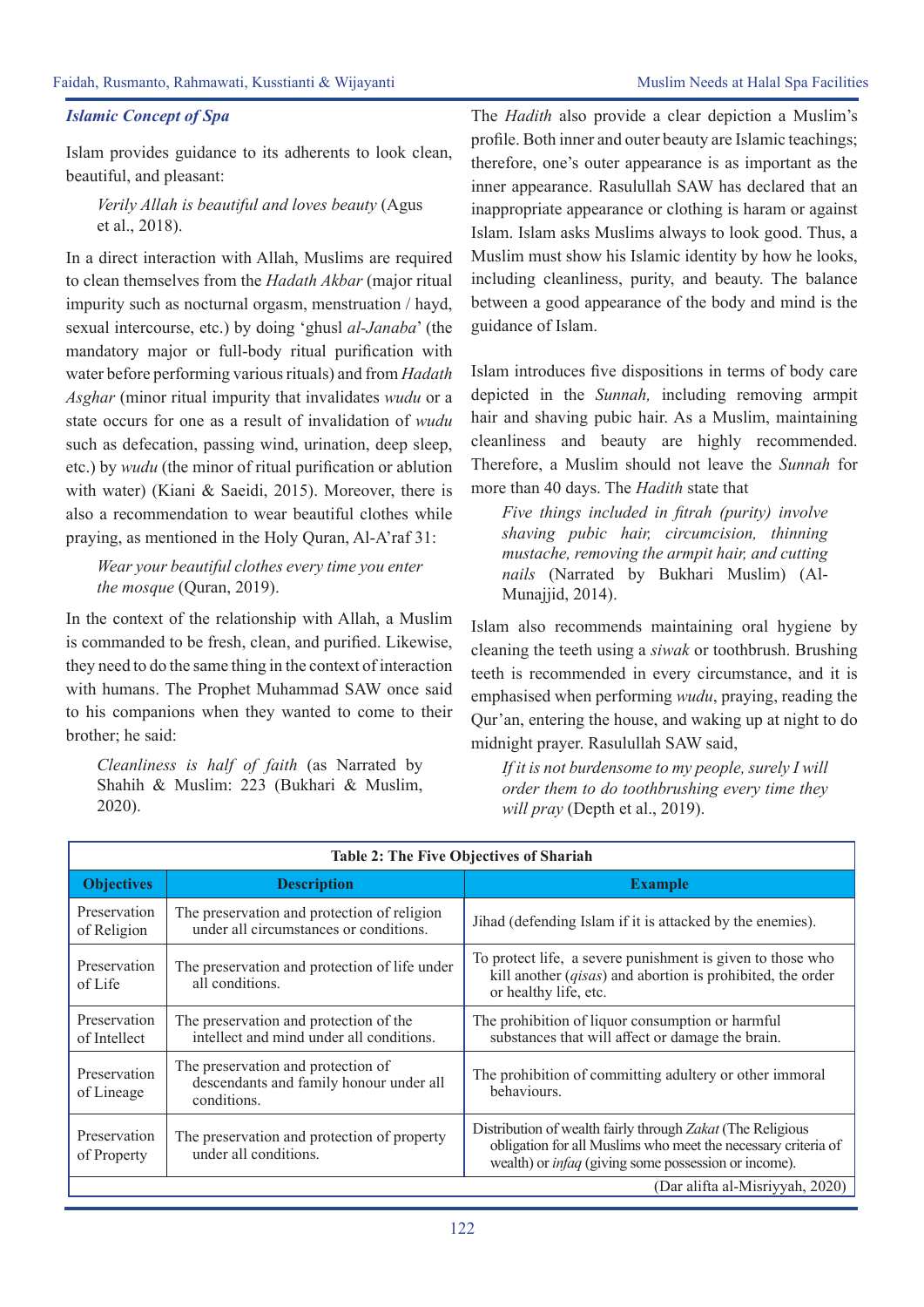### *Islamic Concept of Spa*

Islam provides guidance to its adherents to look clean, beautiful, and pleasant:

> *Verily Allah is beautiful and loves beauty* (Agus et al., 2018).

In a direct interaction with Allah, Muslims are required to clean themselves from the *Hadath Akbar* (major ritual impurity such as nocturnal orgasm, menstruation / hayd, sexual intercourse, etc.) by doing 'ghusl *al-Janaba*' (the mandatory major or full-body ritual purification with water before performing various rituals) and from *Hadath Asghar* (minor ritual impurity that invalidates *wudu* or a state occurs for one as a result of invalidation of *wudu* such as defecation, passing wind, urination, deep sleep, etc.) by *wudu* (the minor of ritual purification or ablution with water) (Kiani & Saeidi, 2015). Moreover, there is also a recommendation to wear beautiful clothes while praying, as mentioned in the Holy Quran, Al-A'raf 31:

> *Wear your beautiful clothes every time you enter the mosque* (Quran, 2019).

In the context of the relationship with Allah, a Muslim is commanded to be fresh, clean, and purified. Likewise, they need to do the same thing in the context of interaction with humans. The Prophet Muhammad SAW once said to his companions when they wanted to come to their brother; he said:

> *Cleanliness is half of faith* (as Narrated by Shahih & Muslim: 223 (Bukhari & Muslim, 2020).

The *Hadith* also provide a clear depiction a Muslim's profile. Both inner and outer beauty are Islamic teachings; therefore, one's outer appearance is as important as the inner appearance. Rasulullah SAW has declared that an inappropriate appearance or clothing is haram or against Islam. Islam asks Muslims always to look good. Thus, a Muslim must show his Islamic identity by how he looks, including cleanliness, purity, and beauty. The balance between a good appearance of the body and mind is the guidance of Islam.

Islam introduces five dispositions in terms of body care depicted in the *Sunnah,* including removing armpit hair and shaving pubic hair. As a Muslim, maintaining cleanliness and beauty are highly recommended. Therefore, a Muslim should not leave the *Sunnah* for more than 40 days. The *Hadith* state that

> *Five things included in fitrah (purity) involve shaving pubic hair, circumcision, thinning mustache, removing the armpit hair, and cutting nails* (Narrated by Bukhari Muslim) (Al-Munajjid, 2014).

Islam also recommends maintaining oral hygiene by cleaning the teeth using a *siwak* or toothbrush. Brushing teeth is recommended in every circumstance, and it is emphasised when performing *wudu*, praying, reading the Qur'an, entering the house, and waking up at night to do midnight prayer. Rasulullah SAW said,

> *If it is not burdensome to my people, surely I will order them to do toothbrushing every time they will pray* (Depth et al., 2019).

**Table 2: The Five Objectives of Shariah**

| Objectives | Description | Example |
|---|---|---|
| Preservation of Religion | The preservation and protection of religion under all circumstances or conditions. | Jihad (defending Islam if it is attacked by the enemies). |
| Preservation of Life | The preservation and protection of life under all conditions. | To protect life, a severe punishment is given to those who kill another (*qisas*) and abortion is prohibited, the order or healthy life, etc. |
| Preservation of Intellect | The preservation and protection of the intellect and mind under all conditions. | The prohibition of liquor consumption or harmful substances that will affect or damage the brain. |
| Preservation of Lineage | The preservation and protection of descendants and family honour under all conditions. | The prohibition of committing adultery or other immoral behaviours. |
| Preservation of Property | The preservation and protection of property under all conditions. | Distribution of wealth fairly through *Zakat* (The Religious obligation for all Muslims who meet the necessary criteria of wealth) or *infaq* (giving some possession or income). |

(Dar alifta al-Misriyyah, 2020)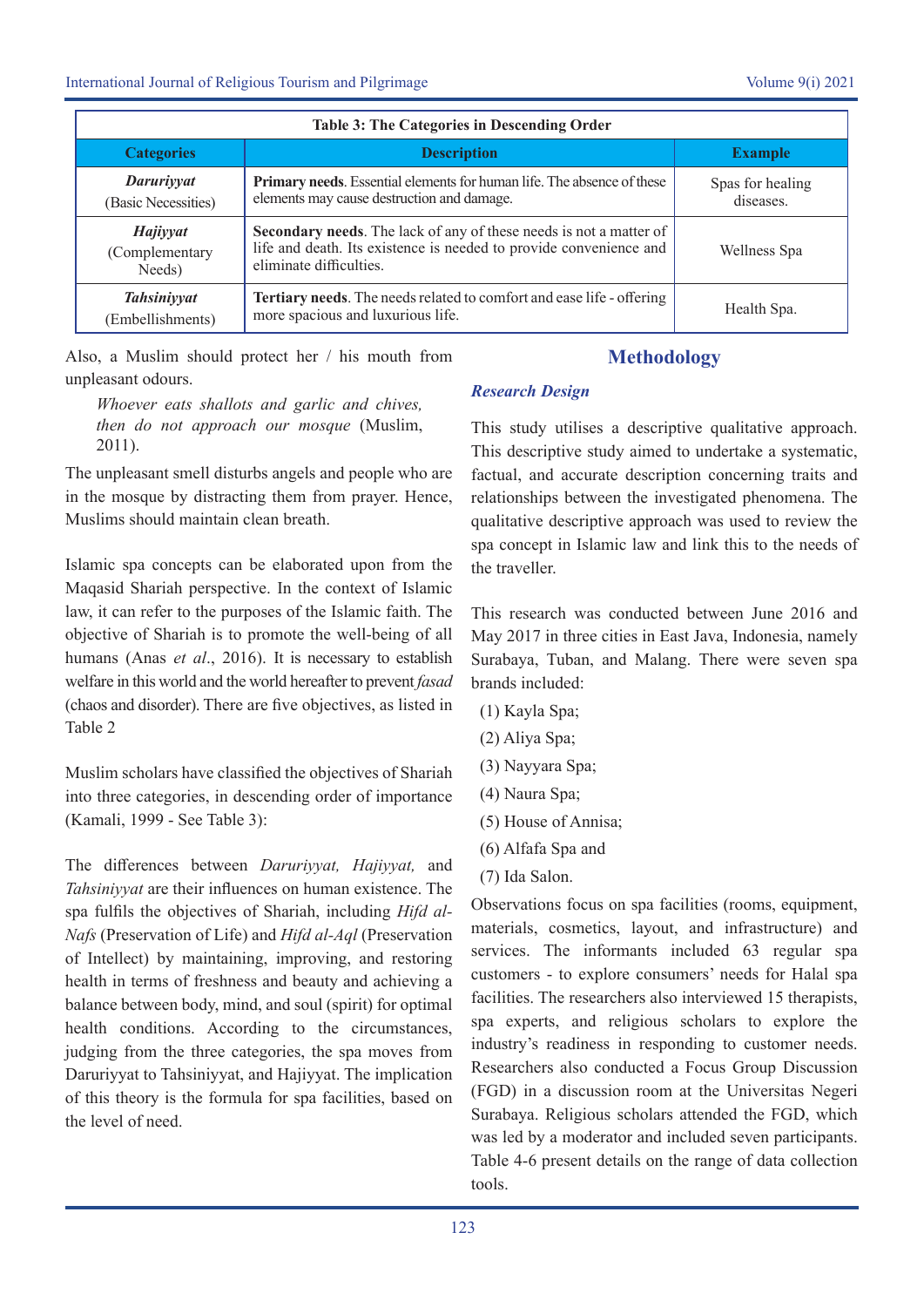| Table 3: The Categories in Descending Order | | |
|---|---|---|
| **Categories** | **Description** | **Example** |
| ***Daruriyyat*** (Basic Necessities) | **Primary needs**. Essential elements for human life. The absence of these elements may cause destruction and damage. | Spas for healing diseases. |
| ***Hajiyyat*** (Complementary Needs) | **Secondary needs**. The lack of any of these needs is not a matter of life and death. Its existence is needed to provide convenience and eliminate difficulties. | Wellness Spa |
| ***Tahsiniyyat*** (Embellishments) | **Tertiary needs**. The needs related to comfort and ease life - offering more spacious and luxurious life. | Health Spa. |

Also, a Muslim should protect her / his mouth from unpleasant odours.

> *Whoever eats shallots and garlic and chives, then do not approach our mosque* (Muslim, 2011).

The unpleasant smell disturbs angels and people who are in the mosque by distracting them from prayer. Hence, Muslims should maintain clean breath.

Islamic spa concepts can be elaborated upon from the Maqasid Shariah perspective. In the context of Islamic law, it can refer to the purposes of the Islamic faith. The objective of Shariah is to promote the well-being of all humans (Anas *et al*., 2016). It is necessary to establish welfare in this world and the world hereafter to prevent *fasad* (chaos and disorder). There are five objectives, as listed in Table 2

Muslim scholars have classified the objectives of Shariah into three categories, in descending order of importance (Kamali, 1999 - See Table 3):

The differences between *Daruriyyat, Hajiyyat,* and *Tahsiniyyat* are their influences on human existence. The spa fulfils the objectives of Shariah, including *Hifd al-Nafs* (Preservation of Life) and *Hifd al-Aql* (Preservation of Intellect) by maintaining, improving, and restoring health in terms of freshness and beauty and achieving a balance between body, mind, and soul (spirit) for optimal health conditions. According to the circumstances, judging from the three categories, the spa moves from Daruriyyat to Tahsiniyyat, and Hajiyyat. The implication of this theory is the formula for spa facilities, based on the level of need.

## Methodology

### *Research Design*

This study utilises a descriptive qualitative approach. This descriptive study aimed to undertake a systematic, factual, and accurate description concerning traits and relationships between the investigated phenomena. The qualitative descriptive approach was used to review the spa concept in Islamic law and link this to the needs of the traveller.

This research was conducted between June 2016 and May 2017 in three cities in East Java, Indonesia, namely Surabaya, Tuban, and Malang. There were seven spa brands included:

(1) Kayla Spa;
(2) Aliya Spa;
(3) Nayyara Spa;
(4) Naura Spa;
(5) House of Annisa;
(6) Alfafa Spa and
(7) Ida Salon.

Observations focus on spa facilities (rooms, equipment, materials, cosmetics, layout, and infrastructure) and services. The informants included 63 regular spa customers - to explore consumers' needs for Halal spa facilities. The researchers also interviewed 15 therapists, spa experts, and religious scholars to explore the industry's readiness in responding to customer needs. Researchers also conducted a Focus Group Discussion (FGD) in a discussion room at the Universitas Negeri Surabaya. Religious scholars attended the FGD, which was led by a moderator and included seven participants. Table 4-6 present details on the range of data collection tools.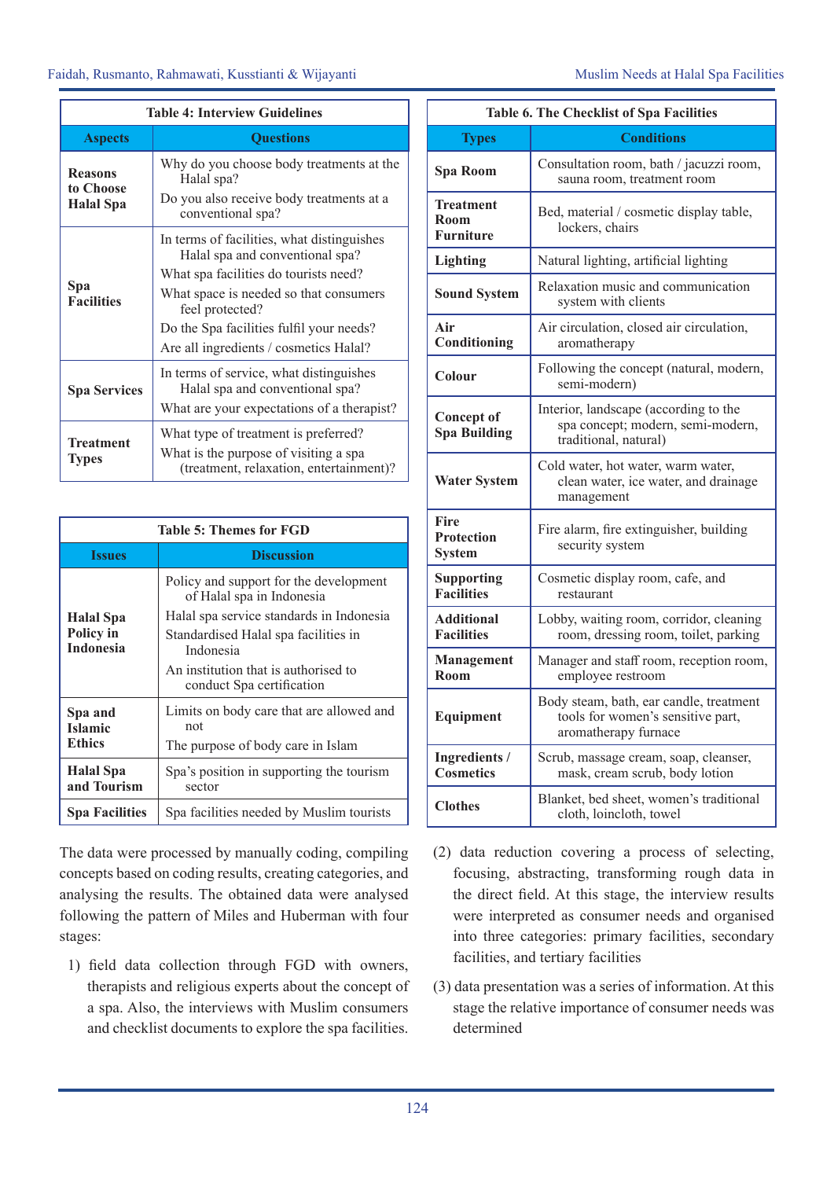**Table 4: Interview Guidelines**

| Aspects | Questions |
|---|---|
| **Reasons to Choose Halal Spa** | Why do you choose body treatments at the Halal spa?<br>Do you also receive body treatments at a conventional spa? |
| **Spa Facilities** | In terms of facilities, what distinguishes Halal spa and conventional spa?<br>What spa facilities do tourists need?<br>What space is needed so that consumers feel protected?<br>Do the Spa facilities fulfil your needs?<br>Are all ingredients / cosmetics Halal? |
| **Spa Services** | In terms of service, what distinguishes Halal spa and conventional spa?<br>What are your expectations of a therapist? |
| **Treatment Types** | What type of treatment is preferred?<br>What is the purpose of visiting a spa (treatment, relaxation, entertainment)? |

**Table 5: Themes for FGD**

| Issues | Discussion |
|---|---|
| **Halal Spa Policy in Indonesia** | Policy and support for the development of Halal spa in Indonesia<br>Halal spa service standards in Indonesia<br>Standardised Halal spa facilities in Indonesia<br>An institution that is authorised to conduct Spa certification |
| **Spa and Islamic Ethics** | Limits on body care that are allowed and not<br>The purpose of body care in Islam |
| **Halal Spa and Tourism** | Spa's position in supporting the tourism sector |
| **Spa Facilities** | Spa facilities needed by Muslim tourists |

**Table 6. The Checklist of Spa Facilities**

| Types | Conditions |
|---|---|
| **Spa Room** | Consultation room, bath / jacuzzi room, sauna room, treatment room |
| **Treatment Room Furniture** | Bed, material / cosmetic display table, lockers, chairs |
| **Lighting** | Natural lighting, artificial lighting |
| **Sound System** | Relaxation music and communication system with clients |
| **Air Conditioning** | Air circulation, closed air circulation, aromatherapy |
| **Colour** | Following the concept (natural, modern, semi-modern) |
| **Concept of Spa Building** | Interior, landscape (according to the spa concept; modern, semi-modern, traditional, natural) |
| **Water System** | Cold water, hot water, warm water, clean water, ice water, and drainage management |
| **Fire Protection System** | Fire alarm, fire extinguisher, building security system |
| **Supporting Facilities** | Cosmetic display room, cafe, and restaurant |
| **Additional Facilities** | Lobby, waiting room, corridor, cleaning room, dressing room, toilet, parking |
| **Management Room** | Manager and staff room, reception room, employee restroom |
| **Equipment** | Body steam, bath, ear candle, treatment tools for women's sensitive part, aromatherapy furnace |
| **Ingredients / Cosmetics** | Scrub, massage cream, soap, cleanser, mask, cream scrub, body lotion |
| **Clothes** | Blanket, bed sheet, women's traditional cloth, loincloth, towel |

The data were processed by manually coding, compiling concepts based on coding results, creating categories, and analysing the results. The obtained data were analysed following the pattern of Miles and Huberman with four stages:

1) field data collection through FGD with owners, therapists and religious experts about the concept of a spa. Also, the interviews with Muslim consumers and checklist documents to explore the spa facilities.

(2) data reduction covering a process of selecting, focusing, abstracting, transforming rough data in the direct field. At this stage, the interview results were interpreted as consumer needs and organised into three categories: primary facilities, secondary facilities, and tertiary facilities

(3) data presentation was a series of information. At this stage the relative importance of consumer needs was determined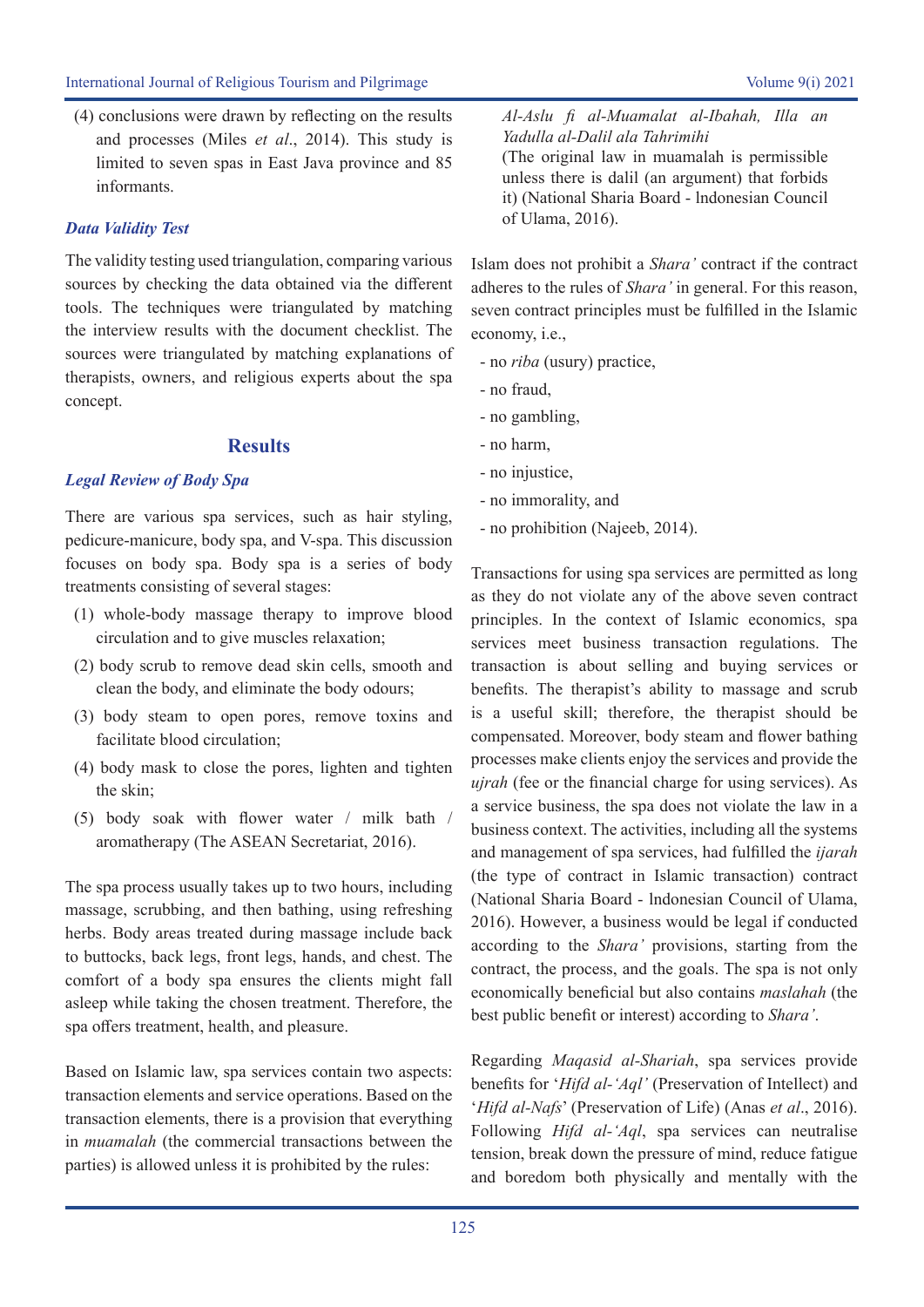(4) conclusions were drawn by reflecting on the results and processes (Miles *et al*., 2014). This study is limited to seven spas in East Java province and 85 informants.

### *Data Validity Test*

The validity testing used triangulation, comparing various sources by checking the data obtained via the different tools. The techniques were triangulated by matching the interview results with the document checklist. The sources were triangulated by matching explanations of therapists, owners, and religious experts about the spa concept.

## Results

### *Legal Review of Body Spa*

There are various spa services, such as hair styling, pedicure-manicure, body spa, and V-spa. This discussion focuses on body spa. Body spa is a series of body treatments consisting of several stages:

(1) whole-body massage therapy to improve blood circulation and to give muscles relaxation;

(2) body scrub to remove dead skin cells, smooth and clean the body, and eliminate the body odours;

(3) body steam to open pores, remove toxins and facilitate blood circulation;

(4) body mask to close the pores, lighten and tighten the skin;

(5) body soak with flower water / milk bath / aromatherapy (The ASEAN Secretariat, 2016).

The spa process usually takes up to two hours, including massage, scrubbing, and then bathing, using refreshing herbs. Body areas treated during massage include back to buttocks, back legs, front legs, hands, and chest. The comfort of a body spa ensures the clients might fall asleep while taking the chosen treatment. Therefore, the spa offers treatment, health, and pleasure.

Based on Islamic law, spa services contain two aspects: transaction elements and service operations. Based on the transaction elements, there is a provision that everything in *muamalah* (the commercial transactions between the parties) is allowed unless it is prohibited by the rules:

> *Al-Aslu fi al-Muamalat al-Ibahah, Illa an Yadulla al-Dalil ala Tahrimihi*
> (The original law in muamalah is permissible unless there is dalil (an argument) that forbids it) (National Sharia Board - Indonesian Council of Ulama, 2016).

Islam does not prohibit a *Shara'* contract if the contract adheres to the rules of *Shara'* in general. For this reason, seven contract principles must be fulfilled in the Islamic economy, i.e.,

- no *riba* (usury) practice,
- no fraud,
- no gambling,
- no harm,
- no injustice,
- no immorality, and
- no prohibition (Najeeb, 2014).

Transactions for using spa services are permitted as long as they do not violate any of the above seven contract principles. In the context of Islamic economics, spa services meet business transaction regulations. The transaction is about selling and buying services or benefits. The therapist's ability to massage and scrub is a useful skill; therefore, the therapist should be compensated. Moreover, body steam and flower bathing processes make clients enjoy the services and provide the *ujrah* (fee or the financial charge for using services). As a service business, the spa does not violate the law in a business context. The activities, including all the systems and management of spa services, had fulfilled the *ijarah* (the type of contract in Islamic transaction) contract (National Sharia Board - Indonesian Council of Ulama, 2016). However, a business would be legal if conducted according to the *Shara'* provisions, starting from the contract, the process, and the goals. The spa is not only economically beneficial but also contains *maslahah* (the best public benefit or interest) according to *Shara'*.

Regarding *Maqasid al-Shariah*, spa services provide benefits for '*Hifd al-'Aql'* (Preservation of Intellect) and '*Hifd al-Nafs*' (Preservation of Life) (Anas *et al*., 2016). Following *Hifd al-'Aql*, spa services can neutralise tension, break down the pressure of mind, reduce fatigue and boredom both physically and mentally with the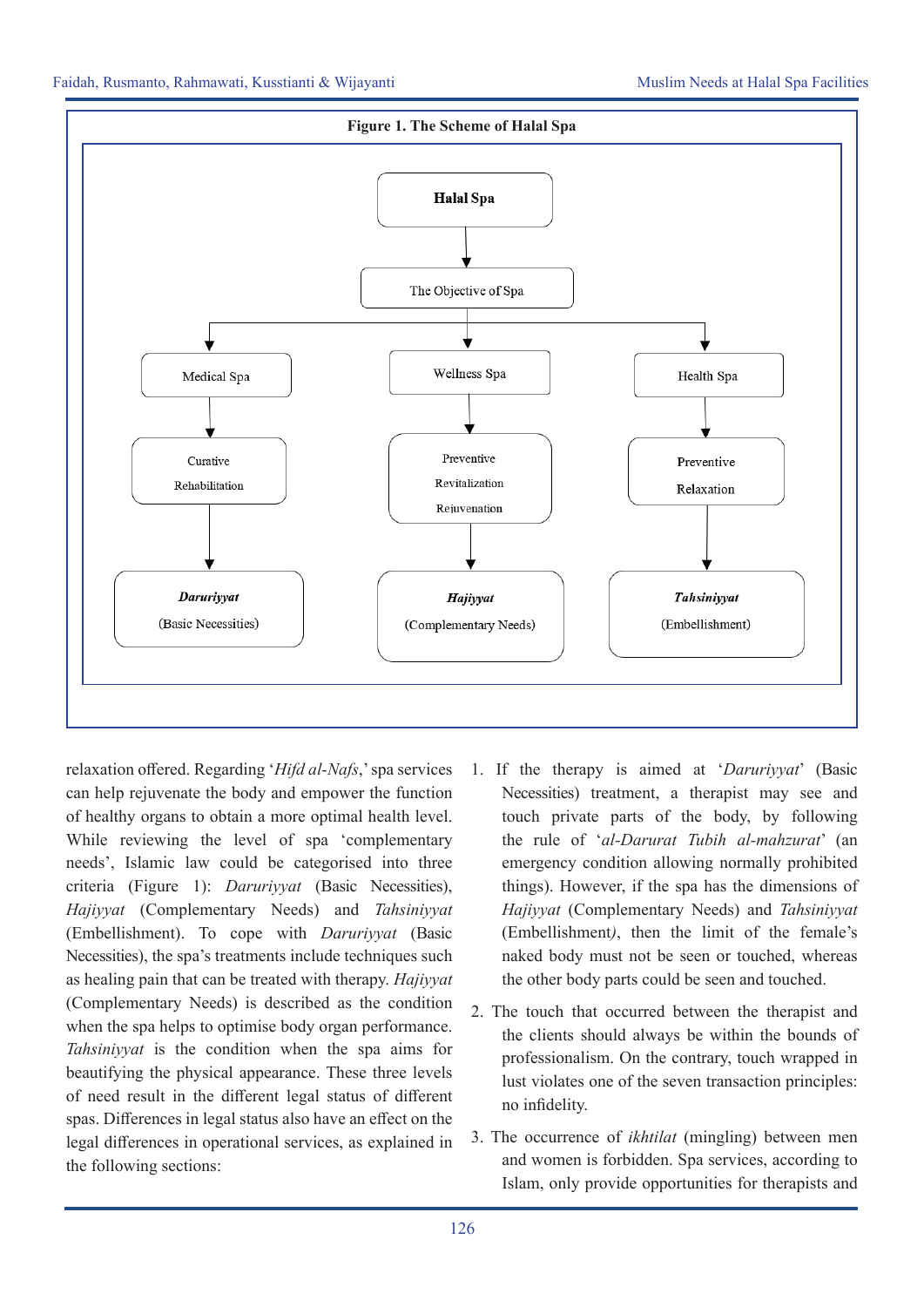**Figure 1. The Scheme of Halal Spa**

Halal Spa → The Objective of Spa → Medical Spa / Wellness Spa / Health Spa

- Medical Spa → Curative, Rehabilitation → ***Daruriyyat*** (Basic Necessities)
- Wellness Spa → Preventive, Revitalization, Rejuvenation → ***Hajiyyat*** (Complementary Needs)
- Health Spa → Preventive, Relaxation → ***Tahsiniyyat*** (Embellishment)

relaxation offered. Regarding '*Hifd al-Nafs*,' spa services can help rejuvenate the body and empower the function of healthy organs to obtain a more optimal health level. While reviewing the level of spa 'complementary needs', Islamic law could be categorised into three criteria (Figure 1): *Daruriyyat* (Basic Necessities), *Hajiyyat* (Complementary Needs) and *Tahsiniyyat* (Embellishment). To cope with *Daruriyyat* (Basic Necessities), the spa's treatments include techniques such as healing pain that can be treated with therapy. *Hajiyyat* (Complementary Needs) is described as the condition when the spa helps to optimise body organ performance. *Tahsiniyyat* is the condition when the spa aims for beautifying the physical appearance. These three levels of need result in the different legal status of different spas. Differences in legal status also have an effect on the legal differences in operational services, as explained in the following sections:

1. If the therapy is aimed at '*Daruriyyat*' (Basic Necessities) treatment, a therapist may see and touch private parts of the body, by following the rule of '*al-Darurat Tubih al-mahzurat*' (an emergency condition allowing normally prohibited things). However, if the spa has the dimensions of *Hajiyyat* (Complementary Needs) and *Tahsiniyyat* (Embellishment*)*, then the limit of the female's naked body must not be seen or touched, whereas the other body parts could be seen and touched.
2. The touch that occurred between the therapist and the clients should always be within the bounds of professionalism. On the contrary, touch wrapped in lust violates one of the seven transaction principles: no infidelity.
3. The occurrence of *ikhtilat* (mingling) between men and women is forbidden. Spa services, according to Islam, only provide opportunities for therapists and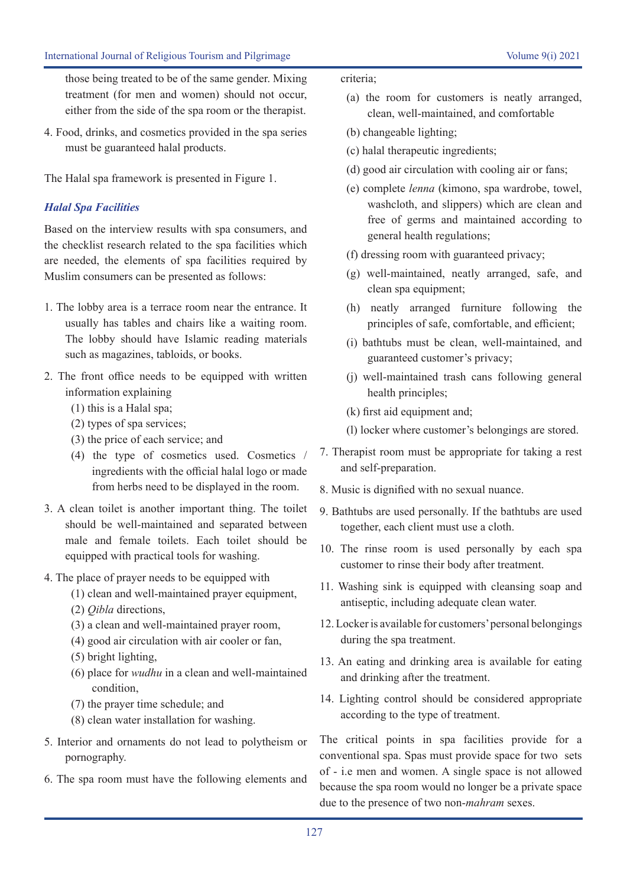those being treated to be of the same gender. Mixing treatment (for men and women) should not occur, either from the side of the spa room or the therapist.

4. Food, drinks, and cosmetics provided in the spa series must be guaranteed halal products.

The Halal spa framework is presented in Figure 1.

### *Halal Spa Facilities*

Based on the interview results with spa consumers, and the checklist research related to the spa facilities which are needed, the elements of spa facilities required by Muslim consumers can be presented as follows:

1. The lobby area is a terrace room near the entrance. It usually has tables and chairs like a waiting room. The lobby should have Islamic reading materials such as magazines, tabloids, or books.
2. The front office needs to be equipped with written information explaining
   (1) this is a Halal spa;
   (2) types of spa services;
   (3) the price of each service; and
   (4) the type of cosmetics used. Cosmetics / ingredients with the official halal logo or made from herbs need to be displayed in the room.
3. A clean toilet is another important thing. The toilet should be well-maintained and separated between male and female toilets. Each toilet should be equipped with practical tools for washing.
4. The place of prayer needs to be equipped with
   (1) clean and well-maintained prayer equipment,
   (2) *Qibla* directions,
   (3) a clean and well-maintained prayer room,
   (4) good air circulation with air cooler or fan,
   (5) bright lighting,
   (6) place for *wudhu* in a clean and well-maintained condition,
   (7) the prayer time schedule; and
   (8) clean water installation for washing.
5. Interior and ornaments do not lead to polytheism or pornography.
6. The spa room must have the following elements and criteria;
   (a) the room for customers is neatly arranged, clean, well-maintained, and comfortable
   (b) changeable lighting;
   (c) halal therapeutic ingredients;
   (d) good air circulation with cooling air or fans;
   (e) complete *lenna* (kimono, spa wardrobe, towel, washcloth, and slippers) which are clean and free of germs and maintained according to general health regulations;
   (f) dressing room with guaranteed privacy;
   (g) well-maintained, neatly arranged, safe, and clean spa equipment;
   (h) neatly arranged furniture following the principles of safe, comfortable, and efficient;
   (i) bathtubs must be clean, well-maintained, and guaranteed customer's privacy;
   (j) well-maintained trash cans following general health principles;
   (k) first aid equipment and;
   (l) locker where customer's belongings are stored.
7. Therapist room must be appropriate for taking a rest and self-preparation.
8. Music is dignified with no sexual nuance.
9. Bathtubs are used personally. If the bathtubs are used together, each client must use a cloth.
10. The rinse room is used personally by each spa customer to rinse their body after treatment.
11. Washing sink is equipped with cleansing soap and antiseptic, including adequate clean water.
12. Locker is available for customers' personal belongings during the spa treatment.
13. An eating and drinking area is available for eating and drinking after the treatment.
14. Lighting control should be considered appropriate according to the type of treatment.

The critical points in spa facilities provide for a conventional spa. Spas must provide space for two sets of - i.e men and women. A single space is not allowed because the spa room would no longer be a private space due to the presence of two non-*mahram* sexes.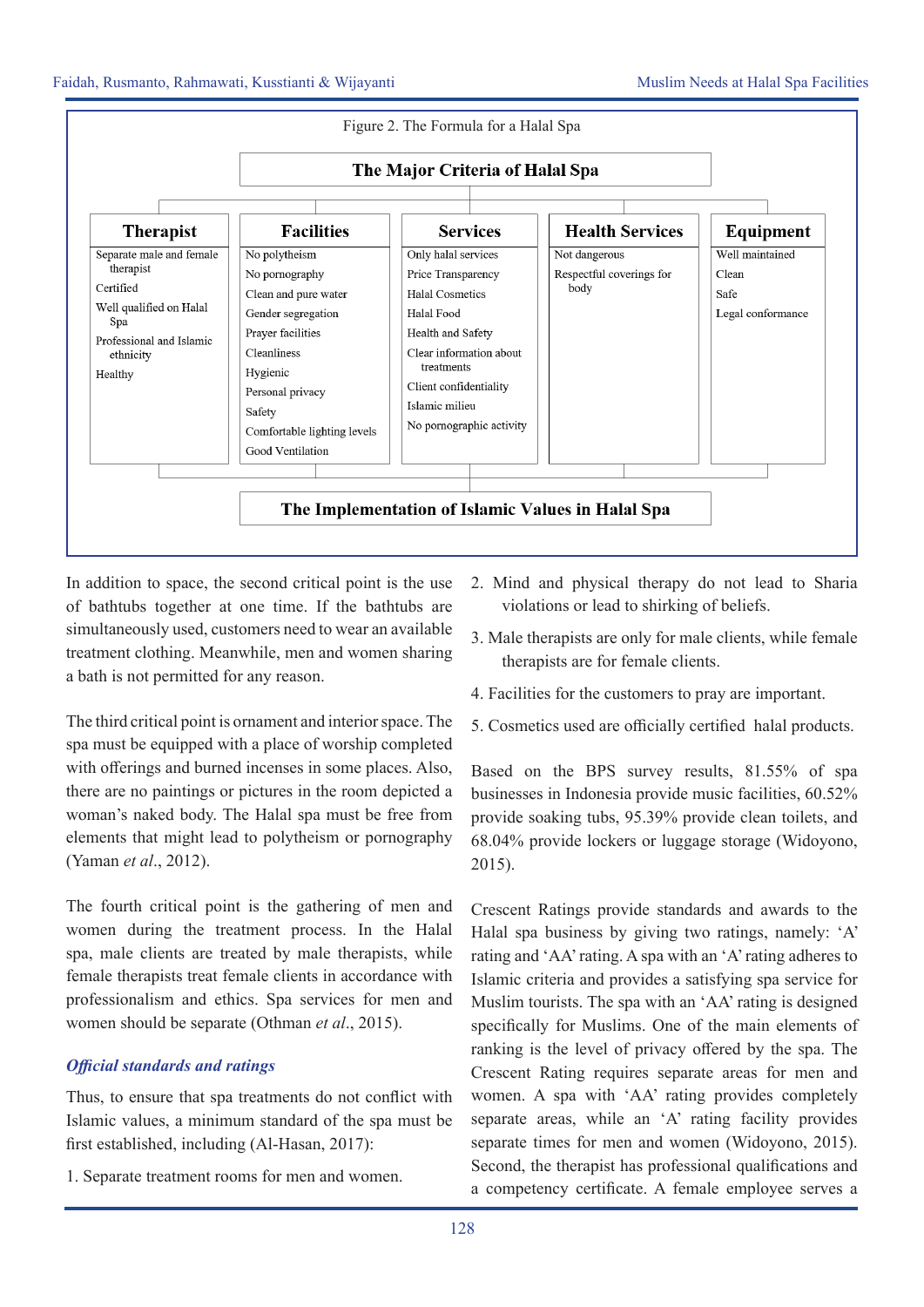Figure 2. The Formula for a Halal Spa

**The Major Criteria of Halal Spa**

| Therapist | Facilities | Services | Health Services | Equipment |
|---|---|---|---|---|
| Separate male and female therapist | No polytheism | Only halal services | Not dangerous | Well maintained |
| Certified | No pornography | Price Transparency | Respectful coverings for body | Clean |
| Well qualified on Halal Spa | Clean and pure water | Halal Cosmetics | | Safe |
| Professional and Islamic ethnicity | Gender segregation | Halal Food | | Legal conformance |
| Healthy | Prayer facilities | Health and Safety | | |
| | Cleanliness | Clear information about treatments | | |
| | Hygienic | Client confidentiality | | |
| | Personal privacy | Islamic milieu | | |
| | Safety | No pornographic activity | | |
| | Comfortable lighting levels | | | |
| | Good Ventilation | | | |

**The Implementation of Islamic Values in Halal Spa**

In addition to space, the second critical point is the use of bathtubs together at one time. If the bathtubs are simultaneously used, customers need to wear an available treatment clothing. Meanwhile, men and women sharing a bath is not permitted for any reason.

The third critical point is ornament and interior space. The spa must be equipped with a place of worship completed with offerings and burned incenses in some places. Also, there are no paintings or pictures in the room depicted a woman's naked body. The Halal spa must be free from elements that might lead to polytheism or pornography (Yaman *et al*., 2012).

The fourth critical point is the gathering of men and women during the treatment process. In the Halal spa, male clients are treated by male therapists, while female therapists treat female clients in accordance with professionalism and ethics. Spa services for men and women should be separate (Othman *et al*., 2015).

### *Official standards and ratings*

Thus, to ensure that spa treatments do not conflict with Islamic values, a minimum standard of the spa must be first established, including (Al-Hasan, 2017):

1. Separate treatment rooms for men and women.
2. Mind and physical therapy do not lead to Sharia violations or lead to shirking of beliefs.
3. Male therapists are only for male clients, while female therapists are for female clients.
4. Facilities for the customers to pray are important.
5. Cosmetics used are officially certified halal products.

Based on the BPS survey results, 81.55% of spa businesses in Indonesia provide music facilities, 60.52% provide soaking tubs, 95.39% provide clean toilets, and 68.04% provide lockers or luggage storage (Widoyono, 2015).

Crescent Ratings provide standards and awards to the Halal spa business by giving two ratings, namely: 'A' rating and 'AA' rating. A spa with an 'A' rating adheres to Islamic criteria and provides a satisfying spa service for Muslim tourists. The spa with an 'AA' rating is designed specifically for Muslims. One of the main elements of ranking is the level of privacy offered by the spa. The Crescent Rating requires separate areas for men and women. A spa with 'AA' rating provides completely separate areas, while an 'A' rating facility provides separate times for men and women (Widoyono, 2015). Second, the therapist has professional qualifications and a competency certificate. A female employee serves a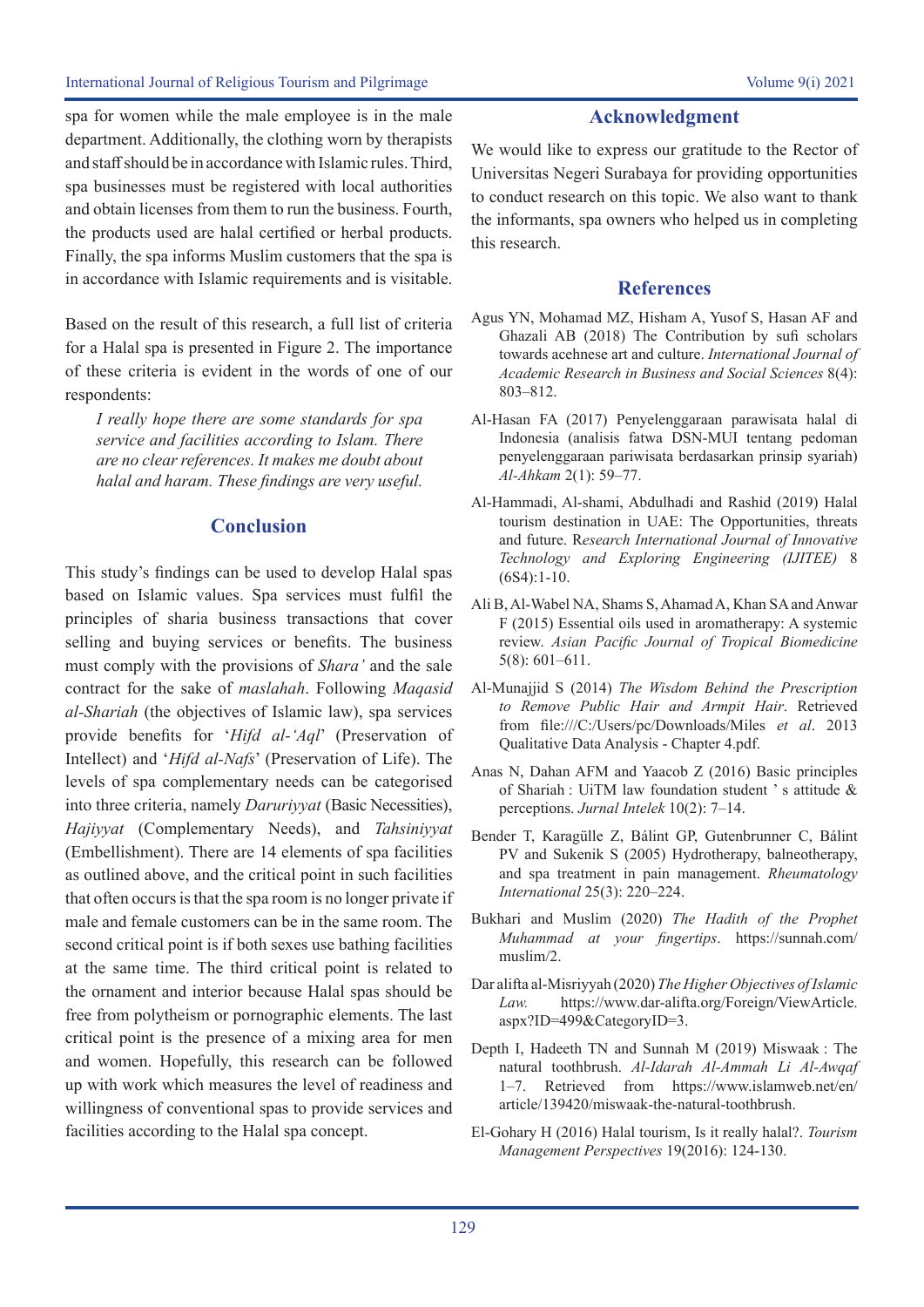spa for women while the male employee is in the male department. Additionally, the clothing worn by therapists and staff should be in accordance with Islamic rules. Third, spa businesses must be registered with local authorities and obtain licenses from them to run the business. Fourth, the products used are halal certified or herbal products. Finally, the spa informs Muslim customers that the spa is in accordance with Islamic requirements and is visitable.

Based on the result of this research, a full list of criteria for a Halal spa is presented in Figure 2. The importance of these criteria is evident in the words of one of our respondents:

> *I really hope there are some standards for spa service and facilities according to Islam. There are no clear references. It makes me doubt about halal and haram. These findings are very useful.*

## Conclusion

This study's findings can be used to develop Halal spas based on Islamic values. Spa services must fulfil the principles of sharia business transactions that cover selling and buying services or benefits. The business must comply with the provisions of *Shara'* and the sale contract for the sake of *maslahah*. Following *Maqasid al-Shariah* (the objectives of Islamic law), spa services provide benefits for '*Hifd al-'Aql*' (Preservation of Intellect) and '*Hifd al-Nafs*' (Preservation of Life). The levels of spa complementary needs can be categorised into three criteria, namely *Daruriyyat* (Basic Necessities), *Hajiyyat* (Complementary Needs), and *Tahsiniyyat* (Embellishment). There are 14 elements of spa facilities as outlined above, and the critical point in such facilities that often occurs is that the spa room is no longer private if male and female customers can be in the same room. The second critical point is if both sexes use bathing facilities at the same time. The third critical point is related to the ornament and interior because Halal spas should be free from polytheism or pornographic elements. The last critical point is the presence of a mixing area for men and women. Hopefully, this research can be followed up with work which measures the level of readiness and willingness of conventional spas to provide services and facilities according to the Halal spa concept.

## Acknowledgment

We would like to express our gratitude to the Rector of Universitas Negeri Surabaya for providing opportunities to conduct research on this topic. We also want to thank the informants, spa owners who helped us in completing this research.

## References

Agus YN, Mohamad MZ, Hisham A, Yusof S, Hasan AF and Ghazali AB (2018) The Contribution by sufi scholars towards acehnese art and culture. *International Journal of Academic Research in Business and Social Sciences* 8(4): 803–812.

Al-Hasan FA (2017) Penyelenggaraan parawisata halal di Indonesia (analisis fatwa DSN-MUI tentang pedoman penyelenggaraan pariwisata berdasarkan prinsip syariah) *Al-Ahkam* 2(1): 59–77.

Al-Hammadi, Al-shami, Abdulhadi and Rashid (2019) Halal tourism destination in UAE: The Opportunities, threats and future. *Research International Journal of Innovative Technology and Exploring Engineering (IJITEE)* 8 (6S4):1-10.

Ali B, Al-Wabel NA, Shams S, Ahamad A, Khan SA and Anwar F (2015) Essential oils used in aromatherapy: A systemic review. *Asian Pacific Journal of Tropical Biomedicine* 5(8): 601–611.

Al-Munajjid S (2014) *The Wisdom Behind the Prescription to Remove Public Hair and Armpit Hair*. Retrieved from file:///C:/Users/pc/Downloads/Miles *et al*. 2013 Qualitative Data Analysis - Chapter 4.pdf.

Anas N, Dahan AFM and Yaacob Z (2016) Basic principles of Shariah : UiTM law foundation student ' s attitude & perceptions. *Jurnal Intelek* 10(2): 7–14.

Bender T, Karagülle Z, Bálint GP, Gutenbrunner C, Bálint PV and Sukenik S (2005) Hydrotherapy, balneotherapy, and spa treatment in pain management. *Rheumatology International* 25(3): 220–224.

Bukhari and Muslim (2020) *The Hadith of the Prophet Muhammad at your fingertips*. https://sunnah.com/muslim/2.

Dar alifta al-Misriyyah (2020) *The Higher Objectives of Islamic Law.* https://www.dar-alifta.org/Foreign/ViewArticle.aspx?ID=499&CategoryID=3.

Depth I, Hadeeth TN and Sunnah M (2019) Miswaak : The natural toothbrush. *Al-Idarah Al-Ammah Li Al-Awqaf* 1–7. Retrieved from https://www.islamweb.net/en/article/139420/miswaak-the-natural-toothbrush.

El-Gohary H (2016) Halal tourism, Is it really halal?. *Tourism Management Perspectives* 19(2016): 124-130.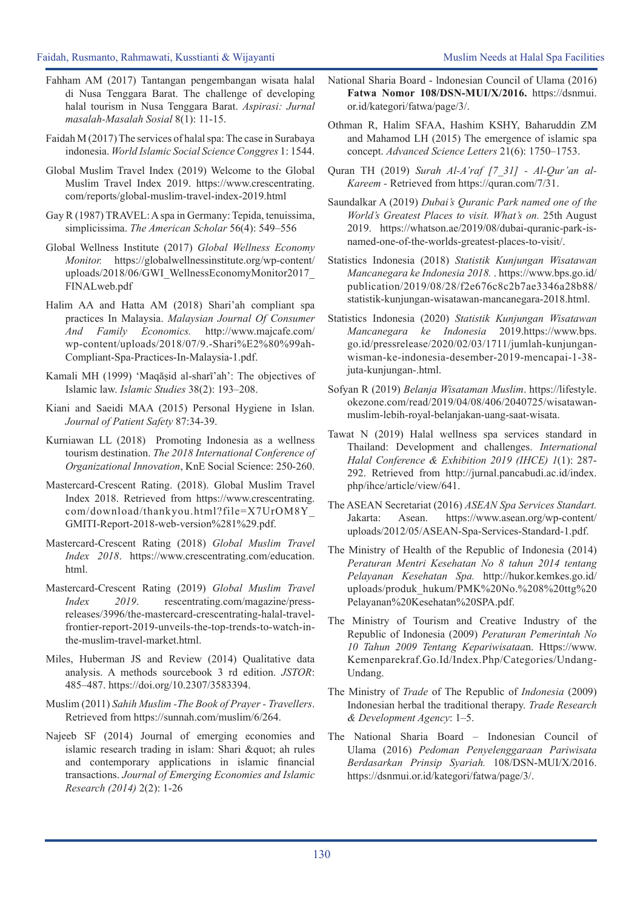Fahham AM (2017) Tantangan pengembangan wisata halal di Nusa Tenggara Barat. The challenge of developing halal tourism in Nusa Tenggara Barat. *Aspirasi: Jurnal masalah-Masalah Sosial* 8(1): 11-15.

Faidah M (2017) The services of halal spa: The case in Surabaya indonesia. *World Islamic Social Science Conggres* 1: 1544.

Global Muslim Travel Index (2019) Welcome to the Global Muslim Travel Index 2019. https://www.crescentrating.com/reports/global-muslim-travel-index-2019.html

Gay R (1987) TRAVEL: A spa in Germany: Tepida, tenuissima, simplicissima. *The American Scholar* 56(4): 549–556

Global Wellness Institute (2017) *Global Wellness Economy Monitor.* https://globalwellnessinstitute.org/wp-content/uploads/2018/06/GWI_WellnessEconomyMonitor2017_FINALweb.pdf

Halim AA and Hatta AM (2018) Shari'ah compliant spa practices In Malaysia. *Malaysian Journal Of Consumer And Family Economics.* http://www.majcafe.com/wp-content/uploads/2018/07/9.-Shari%E2%80%99ah-Compliant-Spa-Practices-In-Malaysia-1.pdf.

Kamali MH (1999) 'Maqāṣid al-sharī'ah': The objectives of Islamic law. *Islamic Studies* 38(2): 193–208.

Kiani and Saeidi MAA (2015) Personal Hygiene in Islan. *Journal of Patient Safety* 87:34-39.

Kurniawan LL (2018) Promoting Indonesia as a wellness tourism destination. *The 2018 International Conference of Organizational Innovation*, KnE Social Science: 250-260.

Mastercard-Crescent Rating. (2018). Global Muslim Travel Index 2018. Retrieved from https://www.crescentrating.com/download/thankyou.html?file=X7UrOM8Y_GMITI-Report-2018-web-version%281%29.pdf.

Mastercard-Crescent Rating (2018) *Global Muslim Travel Index 2018*. https://www.crescentrating.com/education.html.

Mastercard-Crescent Rating (2019) *Global Muslim Travel Index 2019*. rescentrating.com/magazine/press-releases/3996/the-mastercard-crescentrating-halal-travel-frontier-report-2019-unveils-the-top-trends-to-watch-in-the-muslim-travel-market.html.

Miles, Huberman JS and Review (2014) Qualitative data analysis. A methods sourcebook 3 rd edition. *JSTOR*: 485–487. https://doi.org/10.2307/3583394.

Muslim (2011) *Sahih Muslim -The Book of Prayer - Travellers*. Retrieved from https://sunnah.com/muslim/6/264.

Najeeb SF (2014) Journal of emerging economies and islamic research trading in islam: Shari &quot; ah rules and contemporary applications in islamic financial transactions. *Journal of Emerging Economies and Islamic Research (2014)* 2(2): 1-26

National Sharia Board - lndonesian Council of Ulama (2016) **Fatwa Nomor 108/DSN-MUI/X/2016.** https://dsnmui.or.id/kategori/fatwa/page/3/.

Othman R, Halim SFAA, Hashim KSHY, Baharuddin ZM and Mahamod LH (2015) The emergence of islamic spa concept. *Advanced Science Letters* 21(6): 1750–1753.

Quran TH (2019) *Surah Al-A'raf [7_31] - Al-Qur'an al-Kareem* - Retrieved from https://quran.com/7/31.

Saundalkar A (2019) *Dubai's Quranic Park named one of the World's Greatest Places to visit. What's on.* 25th August 2019. https://whatson.ae/2019/08/dubai-quranic-park-is-named-one-of-the-worlds-greatest-places-to-visit/.

Statistics Indonesia (2018) *Statistik Kunjungan Wisatawan Mancanegara ke Indonesia 2018.* . https://www.bps.go.id/publication/2019/08/28/f2e676c8c2b7ae3346a28b88/statistik-kunjungan-wisatawan-mancanegara-2018.html.

Statistics Indonesia (2020) *Statistik Kunjungan Wisatawan Mancanegara ke Indonesia* 2019.https://www.bps.go.id/pressrelease/2020/02/03/1711/jumlah-kunjungan-wisman-ke-indonesia-desember-2019-mencapai-1-38-juta-kunjungan-.html.

Sofyan R (2019) *Belanja Wisataman Muslim*. https://lifestyle.okezone.com/read/2019/04/08/406/2040725/wisatawan-muslim-lebih-royal-belanjakan-uang-saat-wisata.

Tawat N (2019) Halal wellness spa services standard in Thailand: Development and challenges. *International Halal Conference & Exhibition 2019 (IHCE) 1*(1): 287-292. Retrieved from http://jurnal.pancabudi.ac.id/index.php/ihce/article/view/641.

The ASEAN Secretariat (2016) *ASEAN Spa Services Standart.* Jakarta: Asean. https://www.asean.org/wp-content/uploads/2012/05/ASEAN-Spa-Services-Standard-1.pdf.

The Ministry of Health of the Republic of Indonesia (2014) *Peraturan Mentri Kesehatan No 8 tahun 2014 tentang Pelayanan Kesehatan Spa.* http://hukor.kemkes.go.id/uploads/produk_hukum/PMK%20No.%208%20ttg%20Pelayanan%20Kesehatan%20SPA.pdf.

The Ministry of Tourism and Creative Industry of the Republic of Indonesia (2009) *Peraturan Pemerintah No 10 Tahun 2009 Tentang Kepariwisataa*n. Https://www.Kemenparekraf.Go.Id/Index.Php/Categories/Undang-Undang.

The Ministry of *Trade* of The Republic of *Indonesia* (2009) Indonesian herbal the traditional therapy. *Trade Research & Development Agency*: 1–5.

The National Sharia Board – Indonesian Council of Ulama (2016) *Pedoman Penyelenggaraan Pariwisata Berdasarkan Prinsip Syariah.* 108/DSN-MUI/X/2016. https://dsnmui.or.id/kategori/fatwa/page/3/.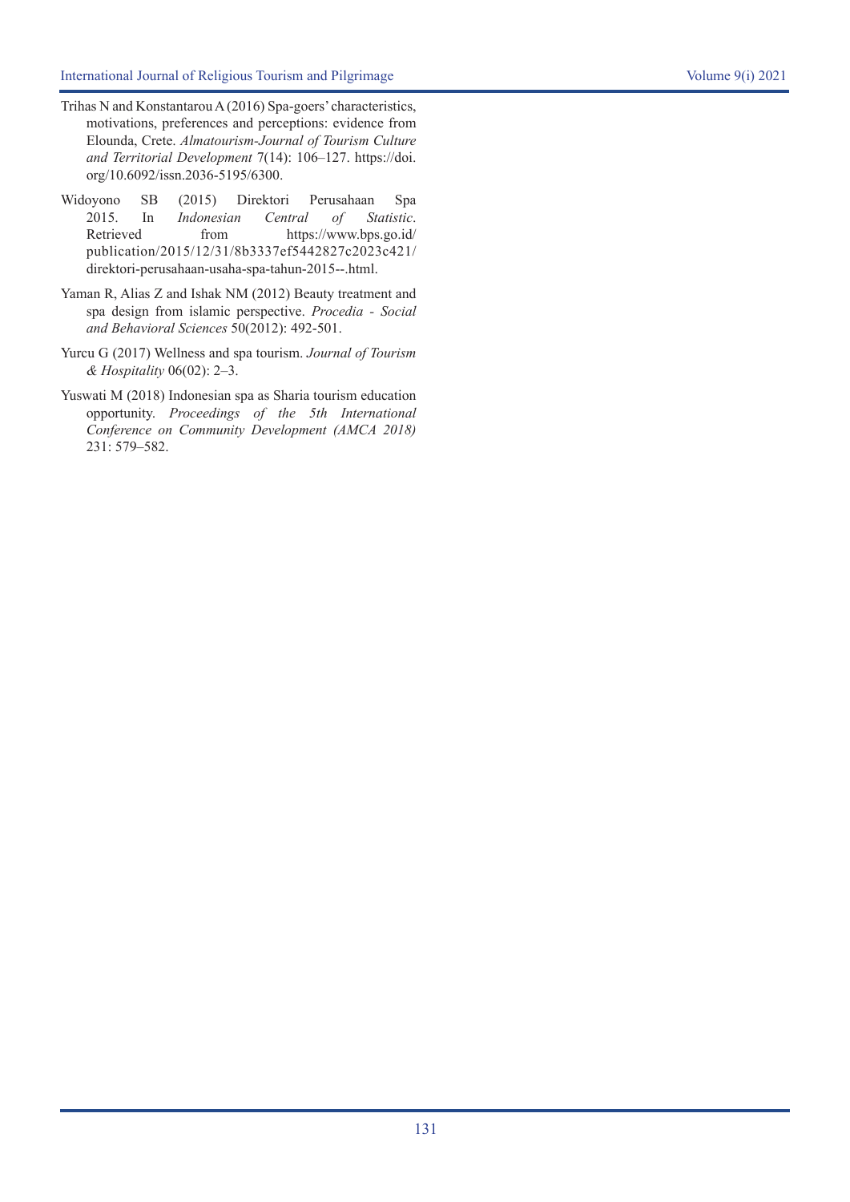Trihas N and Konstantarou A (2016) Spa-goers' characteristics, motivations, preferences and perceptions: evidence from Elounda, Crete. *Almatourism-Journal of Tourism Culture and Territorial Development* 7(14): 106–127. https://doi.org/10.6092/issn.2036-5195/6300.

Widoyono SB (2015) Direktori Perusahaan Spa 2015. In *Indonesian Central of Statistic*. Retrieved from https://www.bps.go.id/publication/2015/12/31/8b3337ef5442827c2023c421/direktori-perusahaan-usaha-spa-tahun-2015--.html.

Yaman R, Alias Z and Ishak NM (2012) Beauty treatment and spa design from islamic perspective. *Procedia - Social and Behavioral Sciences* 50(2012): 492-501.

Yurcu G (2017) Wellness and spa tourism. *Journal of Tourism & Hospitality* 06(02): 2–3.

Yuswati M (2018) Indonesian spa as Sharia tourism education opportunity. *Proceedings of the 5th International Conference on Community Development (AMCA 2018)* 231: 579–582.